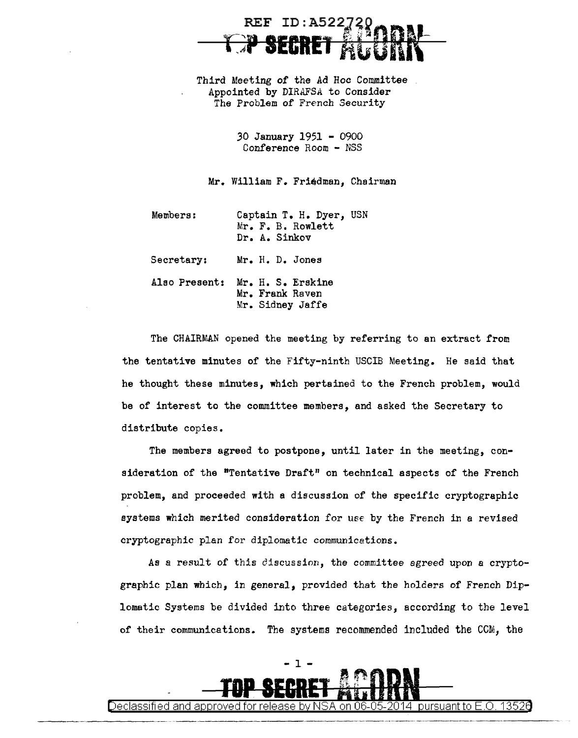REF ID:A522720

TOP SECRET ACORN

Third Meeting of the Ad Hoc Committee Appointed by DIRAFSA to Consider The Problem of French Security

30 January 1951 - 0900
Conference Room - NSS

Mr. William F. Friedman, Chairman

| | |
|---|---|
| Members: | Captain T. H. Dyer, USN<br>Mr. F. B. Rowlett<br>Dr. A. Sinkov |
| Secretary: | Mr. H. D. Jones |
| Also Present: | Mr. H. S. Erskine<br>Mr. Frank Raven<br>Mr. Sidney Jaffe |

The CHAIRMAN opened the meeting by referring to an extract from the tentative minutes of the Fifty-ninth USCIB Meeting. He said that he thought these minutes, which pertained to the French problem, would be of interest to the committee members, and asked the Secretary to distribute copies.

The members agreed to postpone, until later in the meeting, consideration of the "Tentative Draft" on technical aspects of the French problem, and proceeded with a discussion of the specific cryptographic systems which merited consideration for use by the French in a revised cryptographic plan for diplomatic communications.

As a result of this discussion, the committee agreed upon a cryptographic plan which, in general, provided that the holders of French Diplomatic Systems be divided into three categories, according to the level of their communications. The systems recommended included the CCM, the

TOP SECRET ACORN

Declassified and approved for release by NSA on 06-05-2014 pursuant to E.O. 13526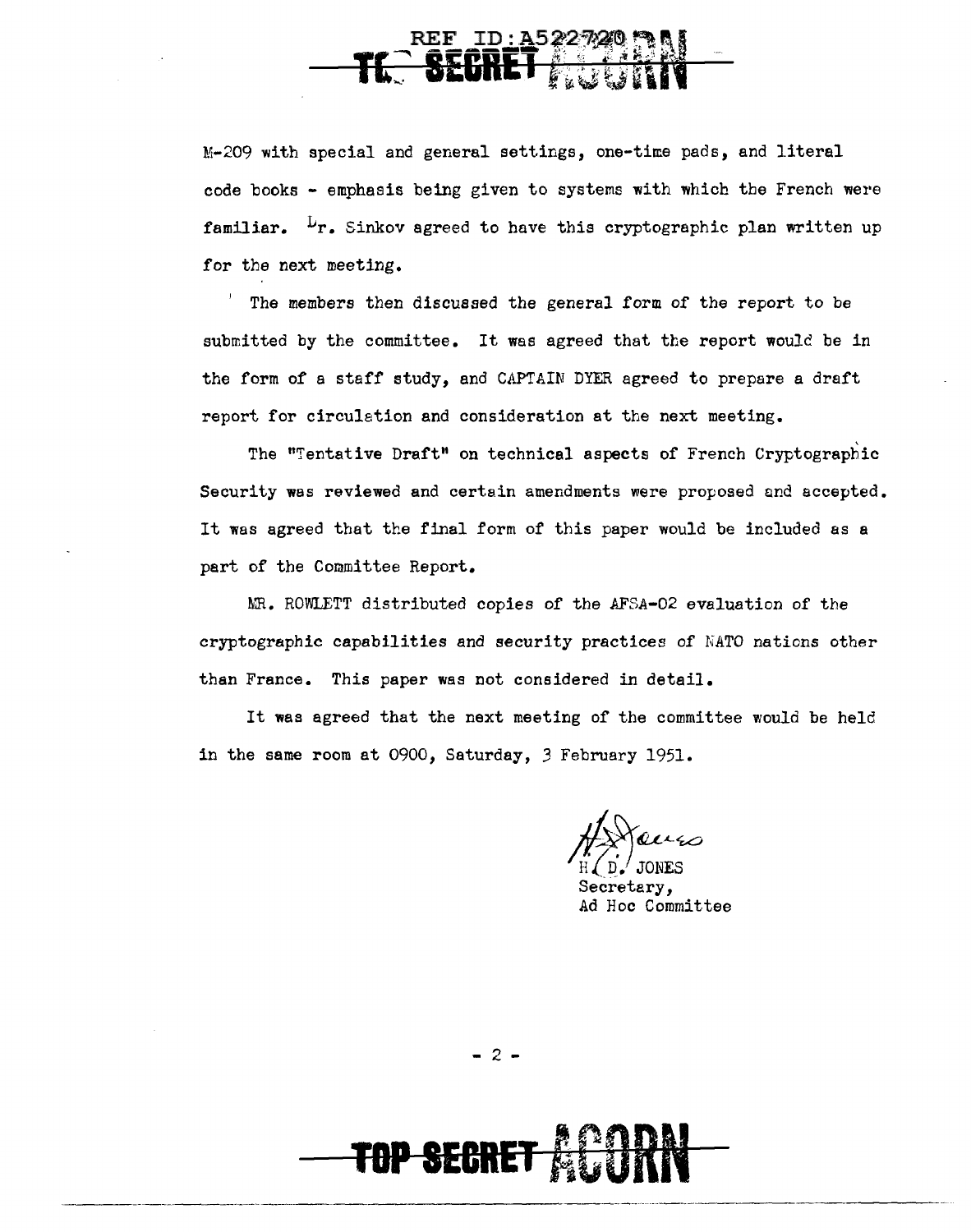M-209 with special and general settings, one-time pads, and literal code books - emphasis being given to systems with which the French were familiar. Dr. Sinkov agreed to have this cryptographic plan written up for the next meeting.

The members then discussed the general form of the report to be submitted by the committee. It was agreed that the report would be in the form of a staff study, and CAPTAIN DYER agreed to prepare a draft report for circulation and consideration at the next meeting.

The "Tentative Draft" on technical aspects of French Cryptographic Security was reviewed and certain amendments were proposed and accepted. It was agreed that the final form of this paper would be included as a part of the Committee Report.

MR. ROWLETT distributed copies of the AFSA-02 evaluation of the cryptographic capabilities and security practices of NATO nations other than France. This paper was not considered in detail.

It was agreed that the next meeting of the committee would be held in the same room at 0900, Saturday, 3 February 1951.

H. D. JONES
Secretary,
Ad Hoc Committee